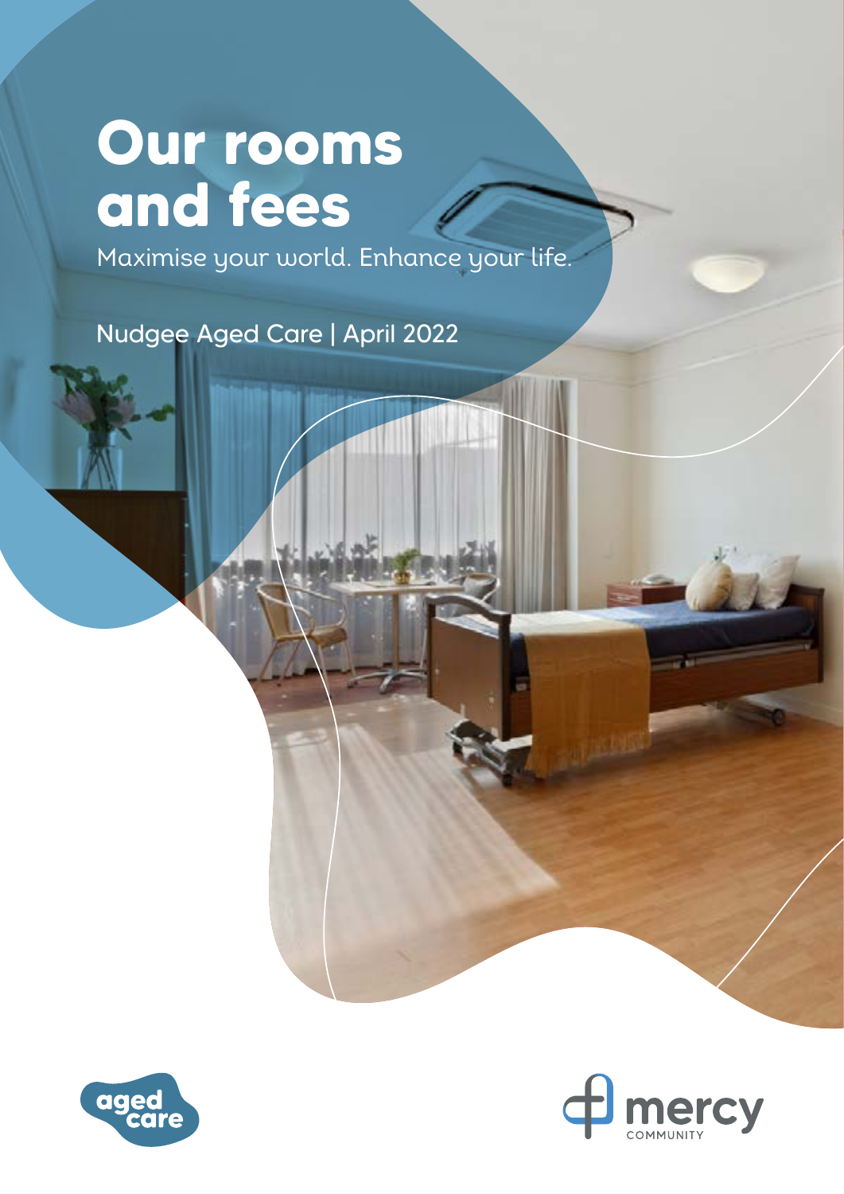# Our rooms and fees

Maximise your world. Enhance your life.

Nudgee Aged Care | April 2022

aged care

mercy COMMUNITY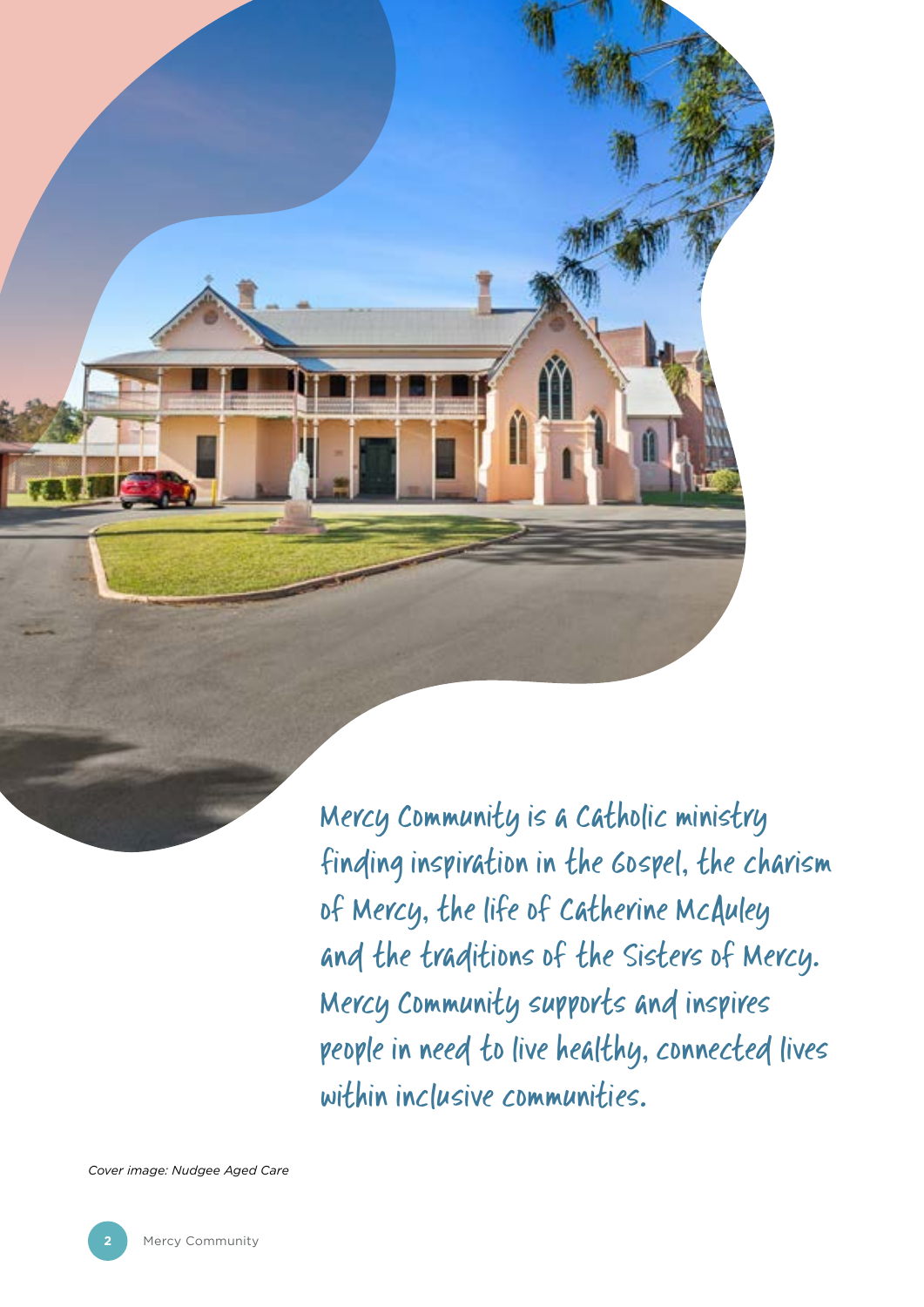Mercy Community is a Catholic ministry finding inspiration in the Gospel, the charism of Mercy, the life of Catherine McAuley and the traditions of the Sisters of Mercy. Mercy Community supports and inspires people in need to live healthy, connected lives within inclusive communities.

*Cover image: Nudgee Aged Care*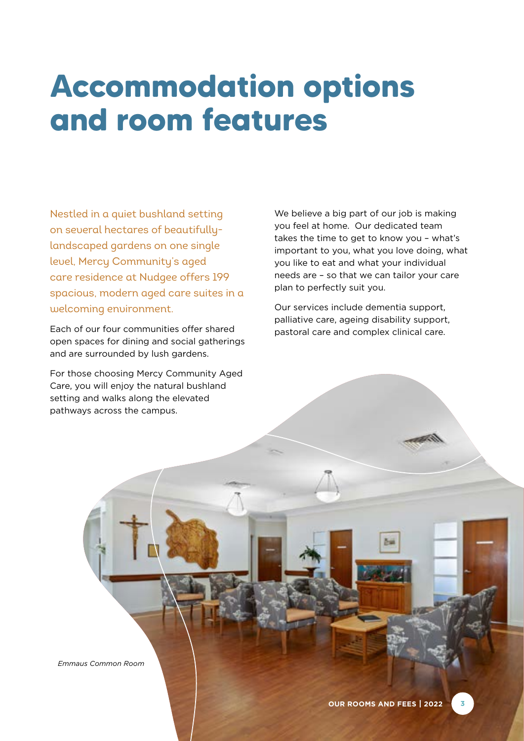# Accommodation options and room features

Nestled in a quiet bushland setting on several hectares of beautifully-landscaped gardens on one single level, Mercy Community's aged care residence at Nudgee offers 199 spacious, modern aged care suites in a welcoming environment.

Each of our four communities offer shared open spaces for dining and social gatherings and are surrounded by lush gardens.

For those choosing Mercy Community Aged Care, you will enjoy the natural bushland setting and walks along the elevated pathways across the campus.

We believe a big part of our job is making you feel at home. Our dedicated team takes the time to get to know you – what's important to you, what you love doing, what you like to eat and what your individual needs are – so that we can tailor your care plan to perfectly suit you.

Our services include dementia support, palliative care, ageing disability support, pastoral care and complex clinical care.

*Emmaus Common Room*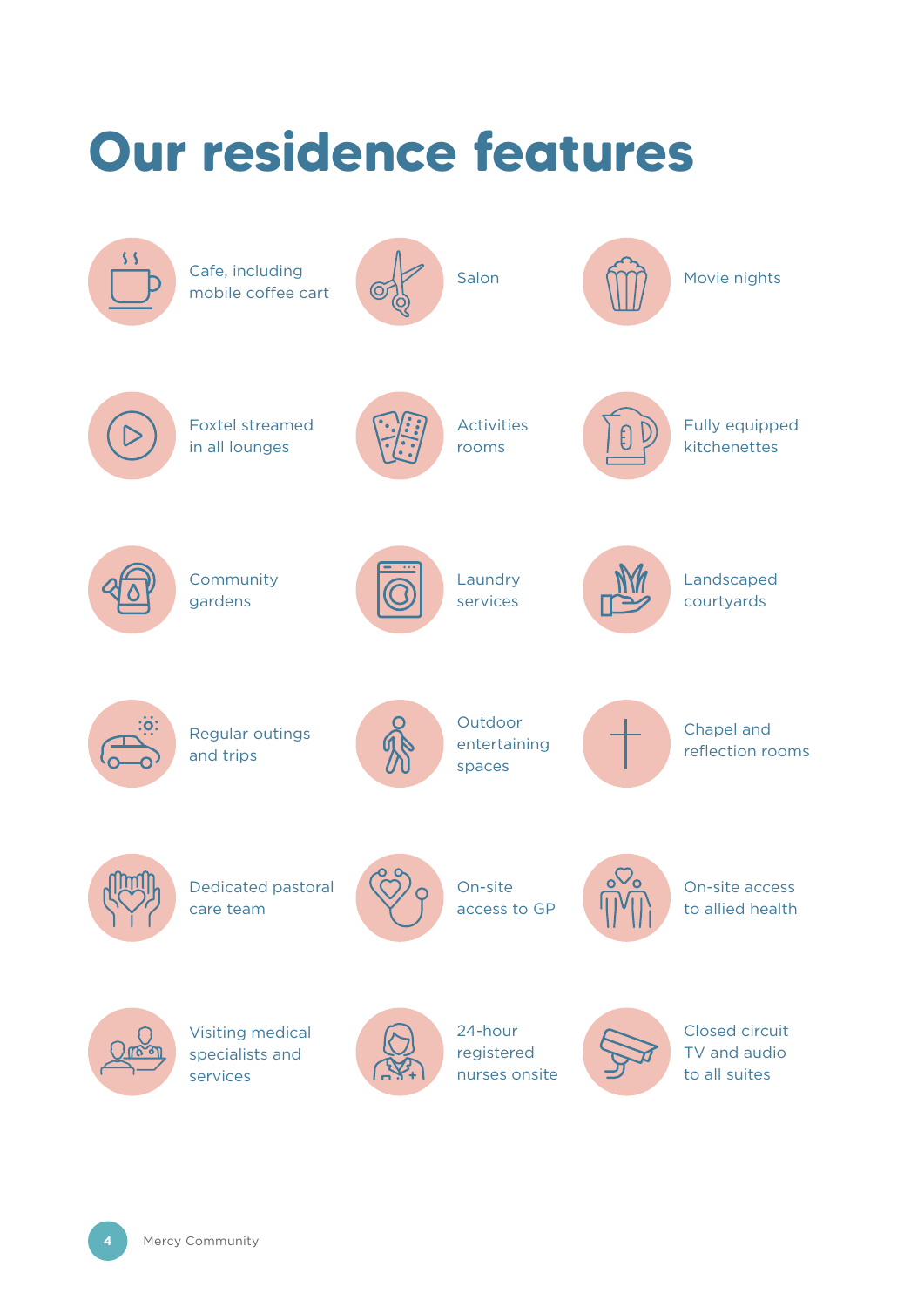# Our residence features

- Cafe, including mobile coffee cart
- Salon
- Movie nights
- Foxtel streamed in all lounges
- Activities rooms
- Fully equipped kitchenettes
- Community gardens
- Laundry services
- Landscaped courtyards
- Regular outings and trips
- Outdoor entertaining spaces
- Chapel and reflection rooms
- Dedicated pastoral care team
- On-site access to GP
- On-site access to allied health
- Visiting medical specialists and services
- 24-hour registered nurses onsite
- Closed circuit TV and audio to all suites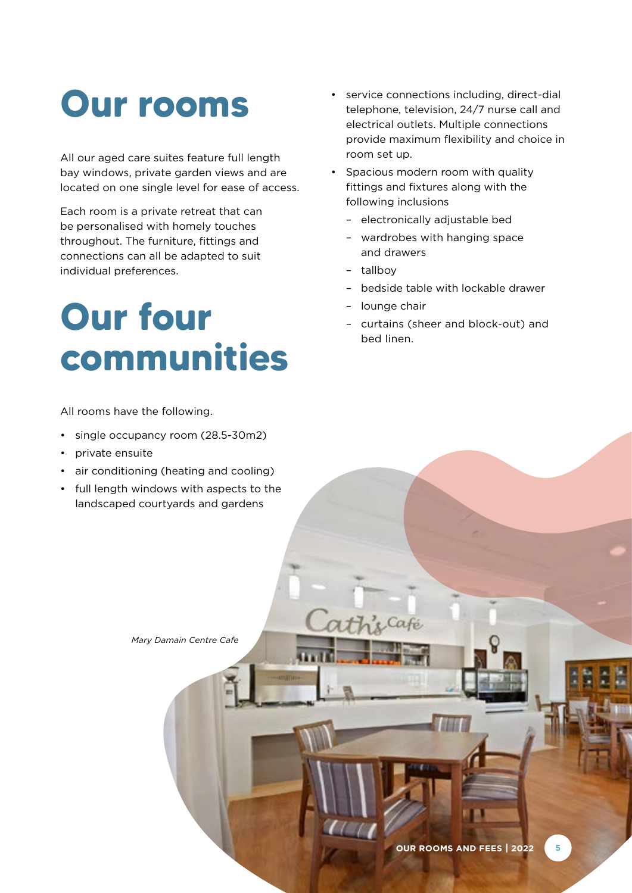# Our rooms

All our aged care suites feature full length bay windows, private garden views and are located on one single level for ease of access.

Each room is a private retreat that can be personalised with homely touches throughout. The furniture, fittings and connections can all be adapted to suit individual preferences.

# Our four communities

All rooms have the following.

- single occupancy room (28.5-30m2)
- private ensuite
- air conditioning (heating and cooling)
- full length windows with aspects to the landscaped courtyards and gardens
- service connections including, direct-dial telephone, television, 24/7 nurse call and electrical outlets. Multiple connections provide maximum flexibility and choice in room set up.
- Spacious modern room with quality fittings and fixtures along with the following inclusions
  - electronically adjustable bed
  - wardrobes with hanging space and drawers
  - tallboy
  - bedside table with lockable drawer
  - lounge chair
  - curtains (sheer and block-out) and bed linen.

*Mary Damain Centre Cafe*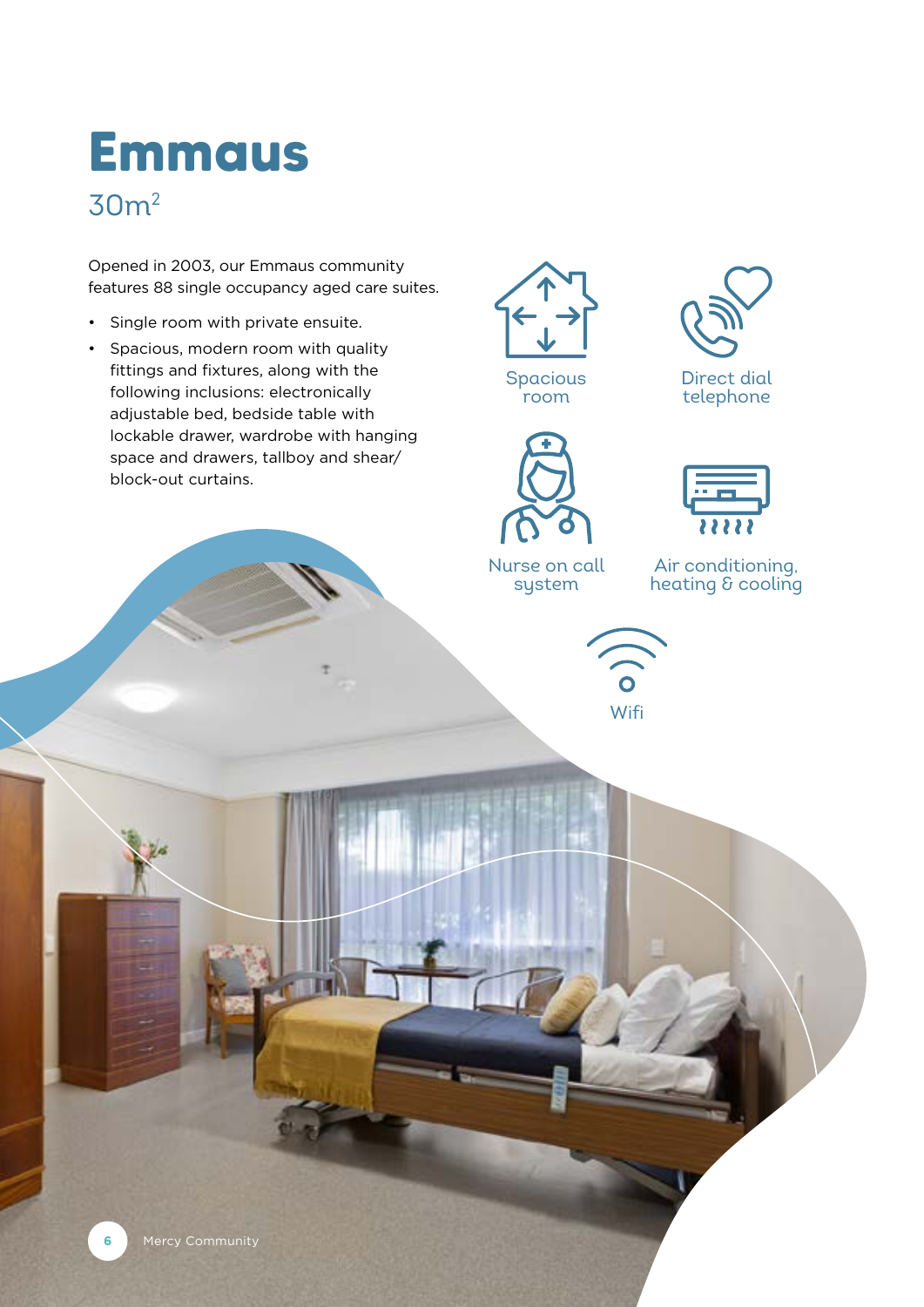# Emmaus

30m$^2$

Opened in 2003, our Emmaus community features 88 single occupancy aged care suites.

- Single room with private ensuite.
- Spacious, modern room with quality fittings and fixtures, along with the following inclusions: electronically adjustable bed, bedside table with lockable drawer, wardrobe with hanging space and drawers, tallboy and shear/block-out curtains.

Spacious room

Direct dial telephone

Nurse on call system

Air conditioning, heating & cooling

Wifi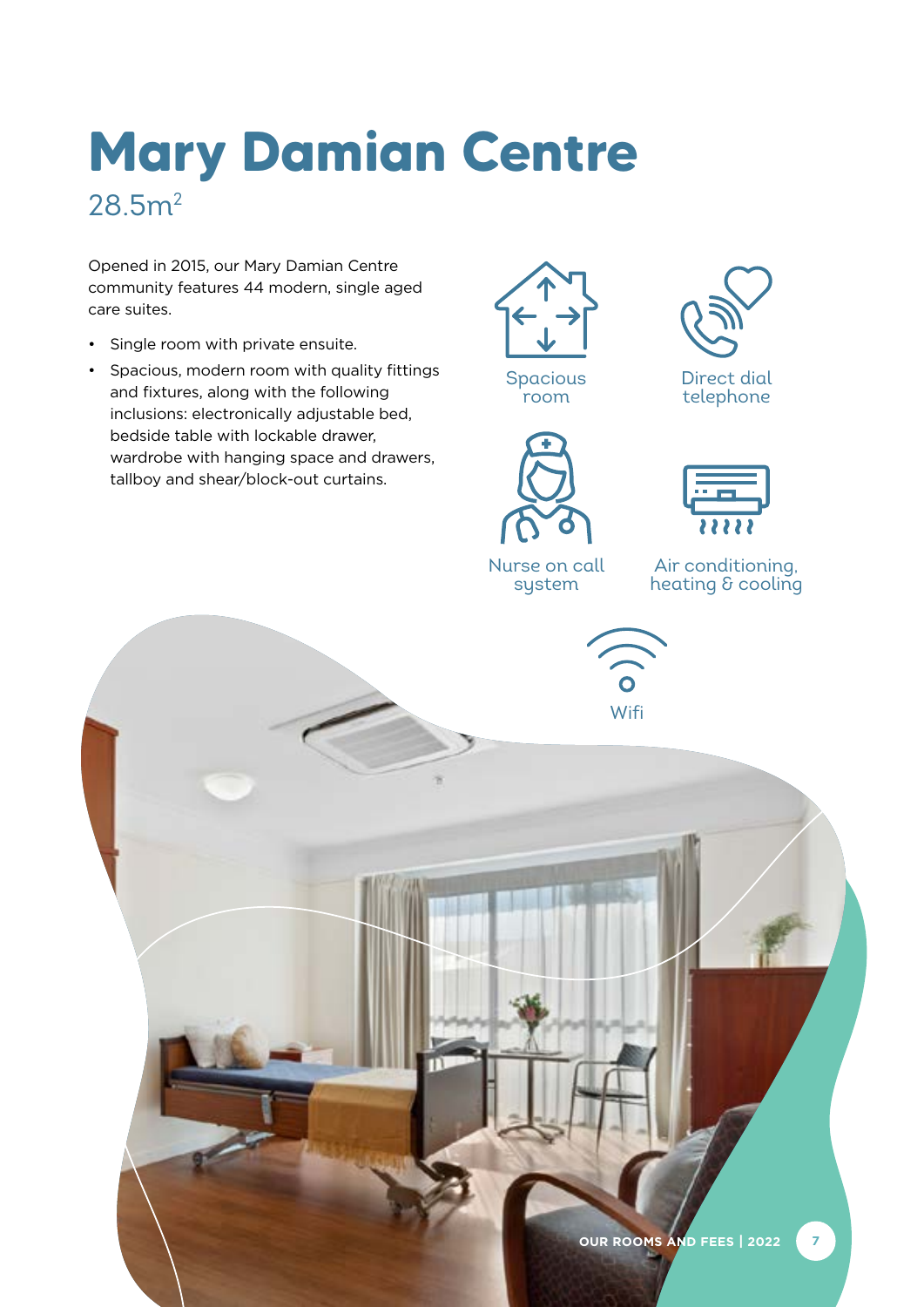# Mary Damian Centre

28.5m$^2$

Opened in 2015, our Mary Damian Centre community features 44 modern, single aged care suites.

- Single room with private ensuite.
- Spacious, modern room with quality fittings and fixtures, along with the following inclusions: electronically adjustable bed, bedside table with lockable drawer, wardrobe with hanging space and drawers, tallboy and shear/block-out curtains.

Spacious room

Direct dial telephone

Nurse on call system

Air conditioning, heating & cooling

Wifi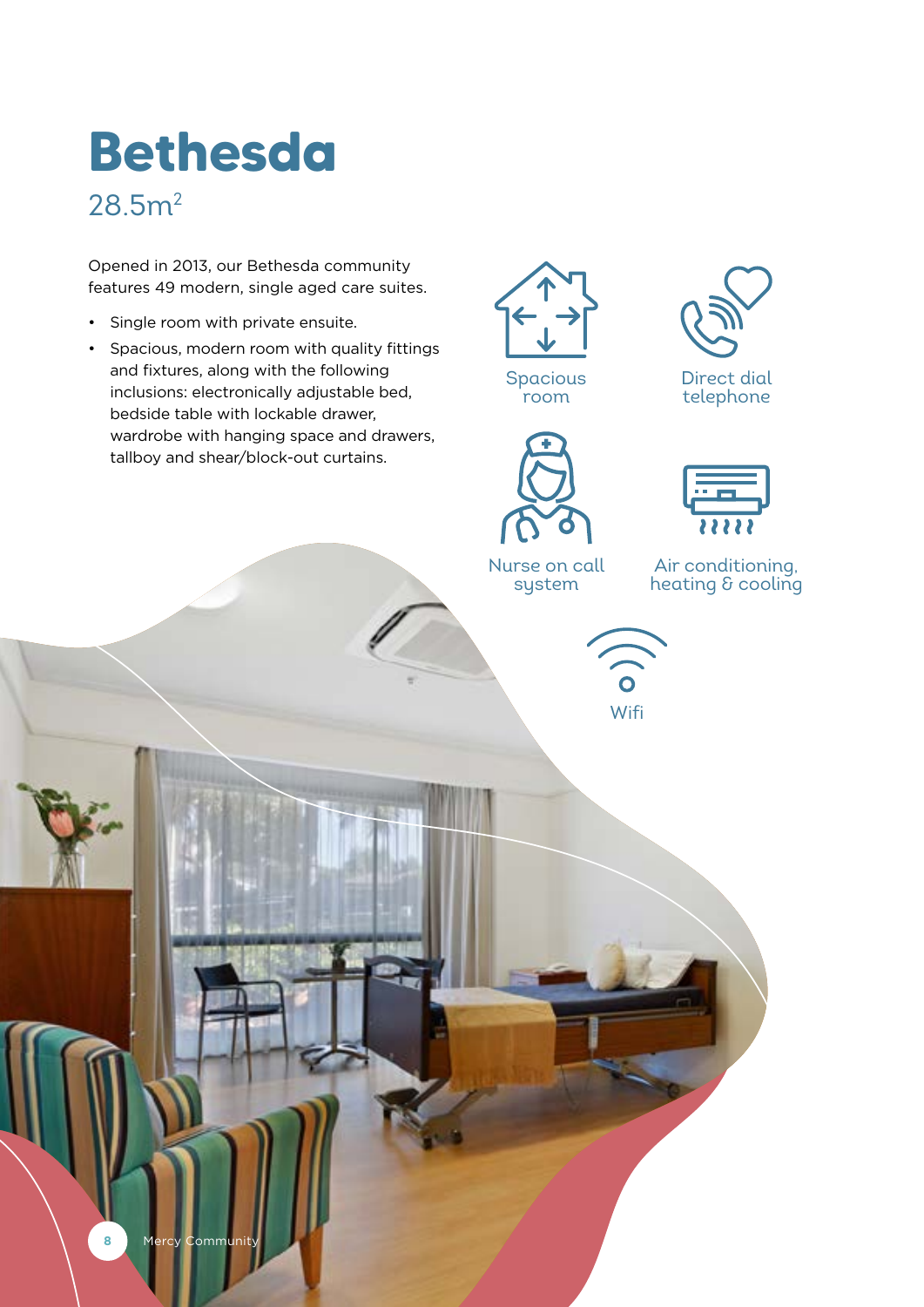# Bethesda

28.5m$^2$

Opened in 2013, our Bethesda community features 49 modern, single aged care suites.

- Single room with private ensuite.
- Spacious, modern room with quality fittings and fixtures, along with the following inclusions: electronically adjustable bed, bedside table with lockable drawer, wardrobe with hanging space and drawers, tallboy and shear/block-out curtains.

Spacious room

Direct dial telephone

Nurse on call system

Air conditioning, heating & cooling

Wifi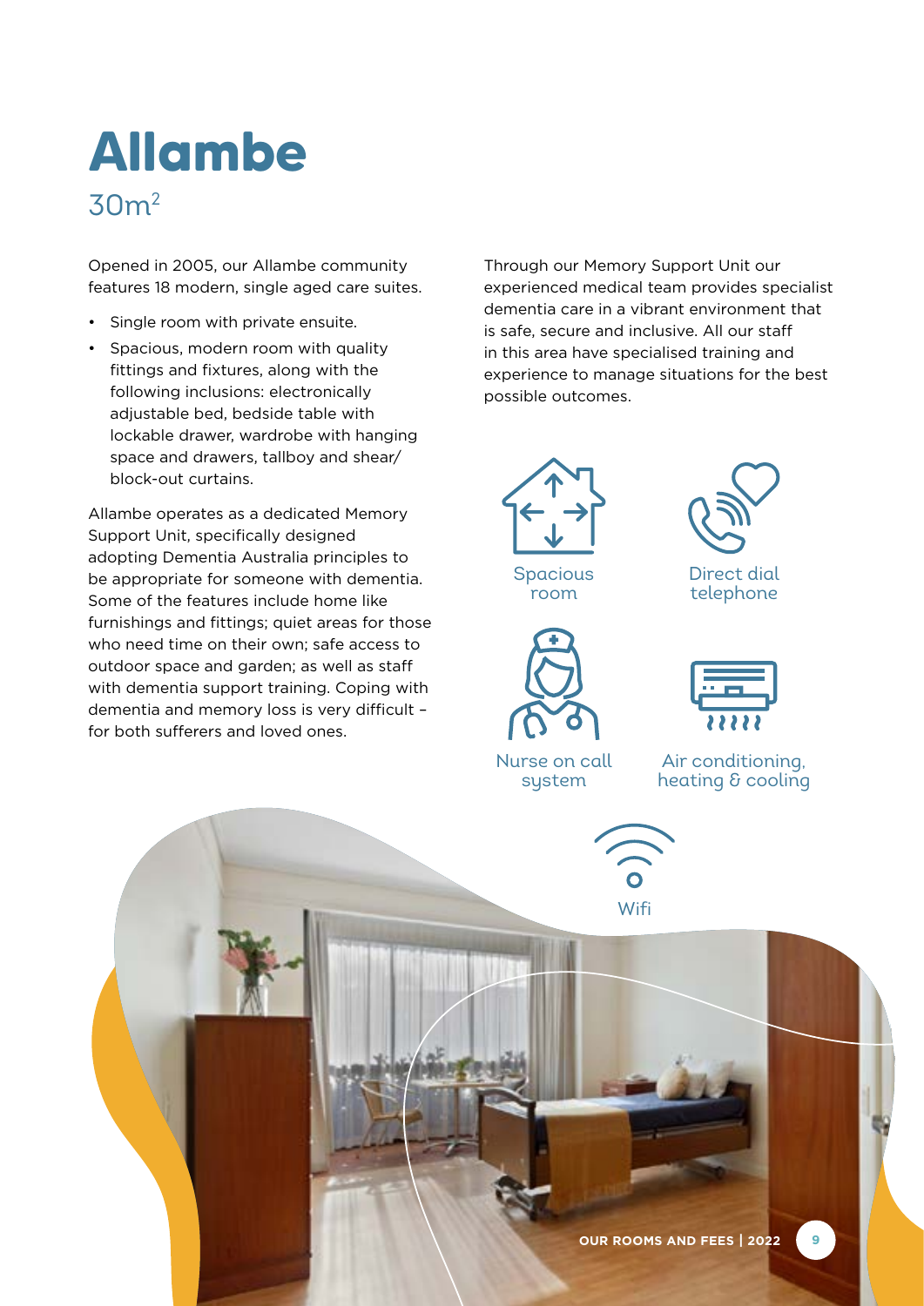# Allambe

30m$^2$

Opened in 2005, our Allambe community features 18 modern, single aged care suites.

- Single room with private ensuite.
- Spacious, modern room with quality fittings and fixtures, along with the following inclusions: electronically adjustable bed, bedside table with lockable drawer, wardrobe with hanging space and drawers, tallboy and shear/ block-out curtains.

Allambe operates as a dedicated Memory Support Unit, specifically designed adopting Dementia Australia principles to be appropriate for someone with dementia. Some of the features include home like furnishings and fittings; quiet areas for those who need time on their own; safe access to outdoor space and garden; as well as staff with dementia support training. Coping with dementia and memory loss is very difficult – for both sufferers and loved ones.

Through our Memory Support Unit our experienced medical team provides specialist dementia care in a vibrant environment that is safe, secure and inclusive. All our staff in this area have specialised training and experience to manage situations for the best possible outcomes.

Spacious room

Direct dial telephone

Nurse on call system

Air conditioning, heating & cooling

Wifi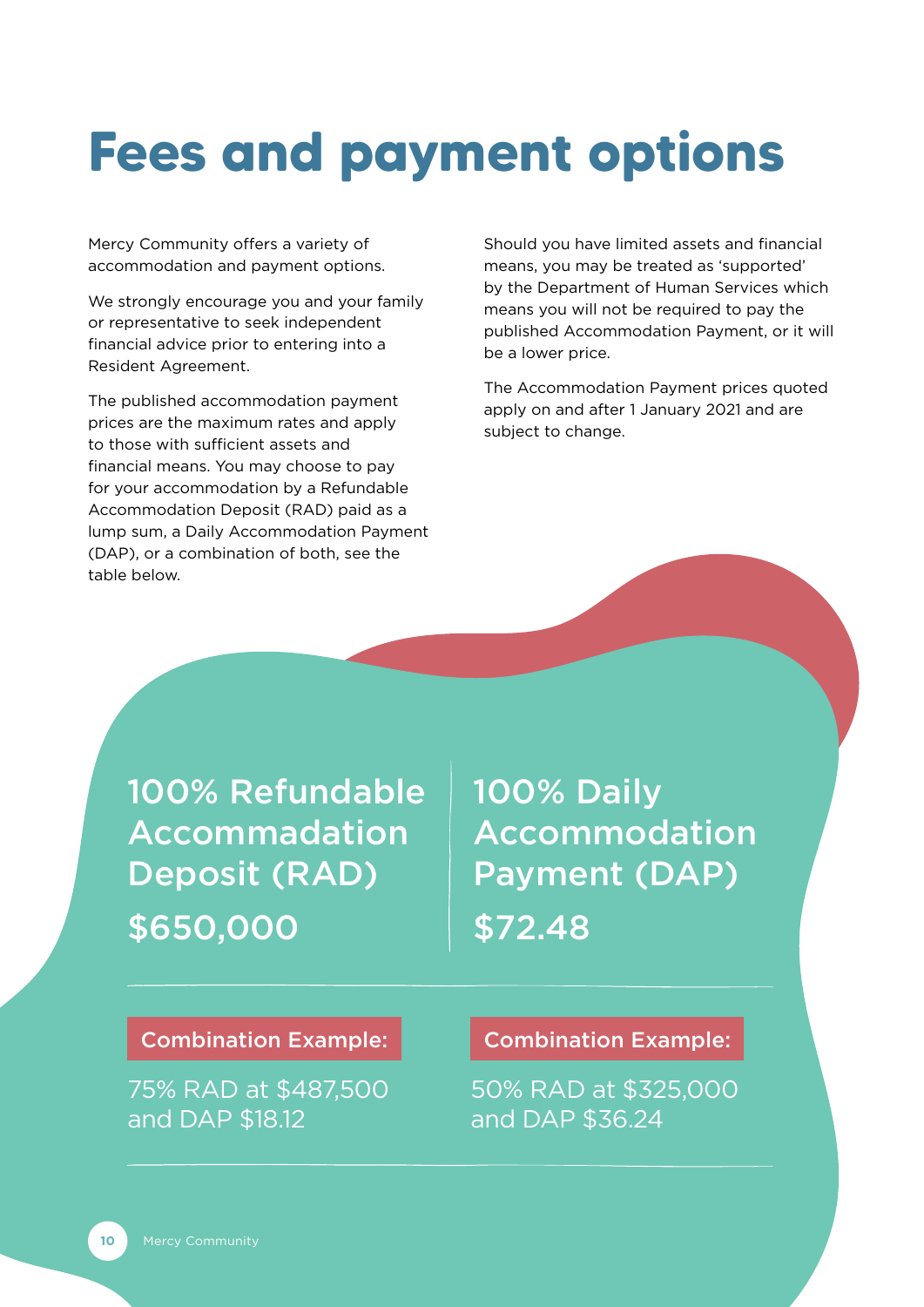# Fees and payment options

Mercy Community offers a variety of accommodation and payment options.

We strongly encourage you and your family or representative to seek independent financial advice prior to entering into a Resident Agreement.

The published accommodation payment prices are the maximum rates and apply to those with sufficient assets and financial means. You may choose to pay for your accommodation by a Refundable Accommodation Deposit (RAD) paid as a lump sum, a Daily Accommodation Payment (DAP), or a combination of both, see the table below.

Should you have limited assets and financial means, you may be treated as 'supported' by the Department of Human Services which means you will not be required to pay the published Accommodation Payment, or it will be a lower price.

The Accommodation Payment prices quoted apply on and after 1 January 2021 and are subject to change.

| 100% Refundable Accommodation Deposit (RAD) | 100% Daily Accommodation Payment (DAP) |
| --- | --- |
| $650,000 | $72.48 |
| **Combination Example:** | **Combination Example:** |
| 75% RAD at $487,500 and DAP $18.12 | 50% RAD at $325,000 and DAP $36.24 |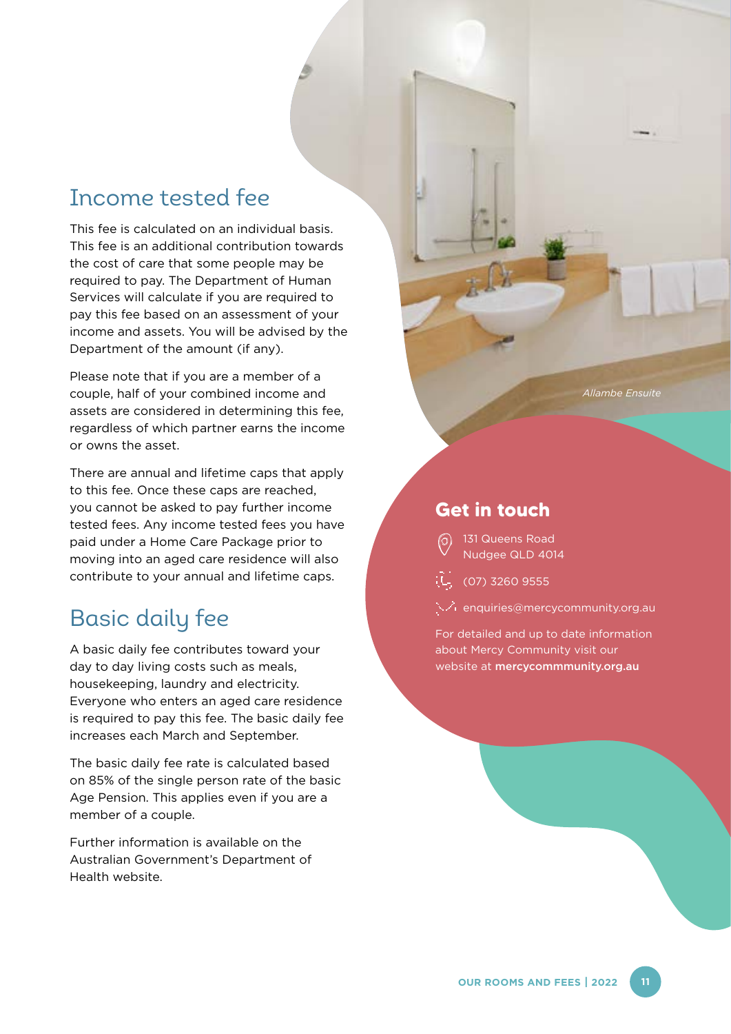## Income tested fee

This fee is calculated on an individual basis. This fee is an additional contribution towards the cost of care that some people may be required to pay. The Department of Human Services will calculate if you are required to pay this fee based on an assessment of your income and assets. You will be advised by the Department of the amount (if any).

Please note that if you are a member of a couple, half of your combined income and assets are considered in determining this fee, regardless of which partner earns the income or owns the asset.

There are annual and lifetime caps that apply to this fee. Once these caps are reached, you cannot be asked to pay further income tested fees. Any income tested fees you have paid under a Home Care Package prior to moving into an aged care residence will also contribute to your annual and lifetime caps.

## Basic daily fee

A basic daily fee contributes toward your day to day living costs such as meals, housekeeping, laundry and electricity. Everyone who enters an aged care residence is required to pay this fee. The basic daily fee increases each March and September.

The basic daily fee rate is calculated based on 85% of the single person rate of the basic Age Pension. This applies even if you are a member of a couple.

Further information is available on the Australian Government's Department of Health website.

*Allambe Ensuite*

### Get in touch

131 Queens Road
Nudgee QLD 4014

(07) 3260 9555

enquiries@mercycommunity.org.au

For detailed and up to date information about Mercy Community visit our website at **mercycommmunity.org.au**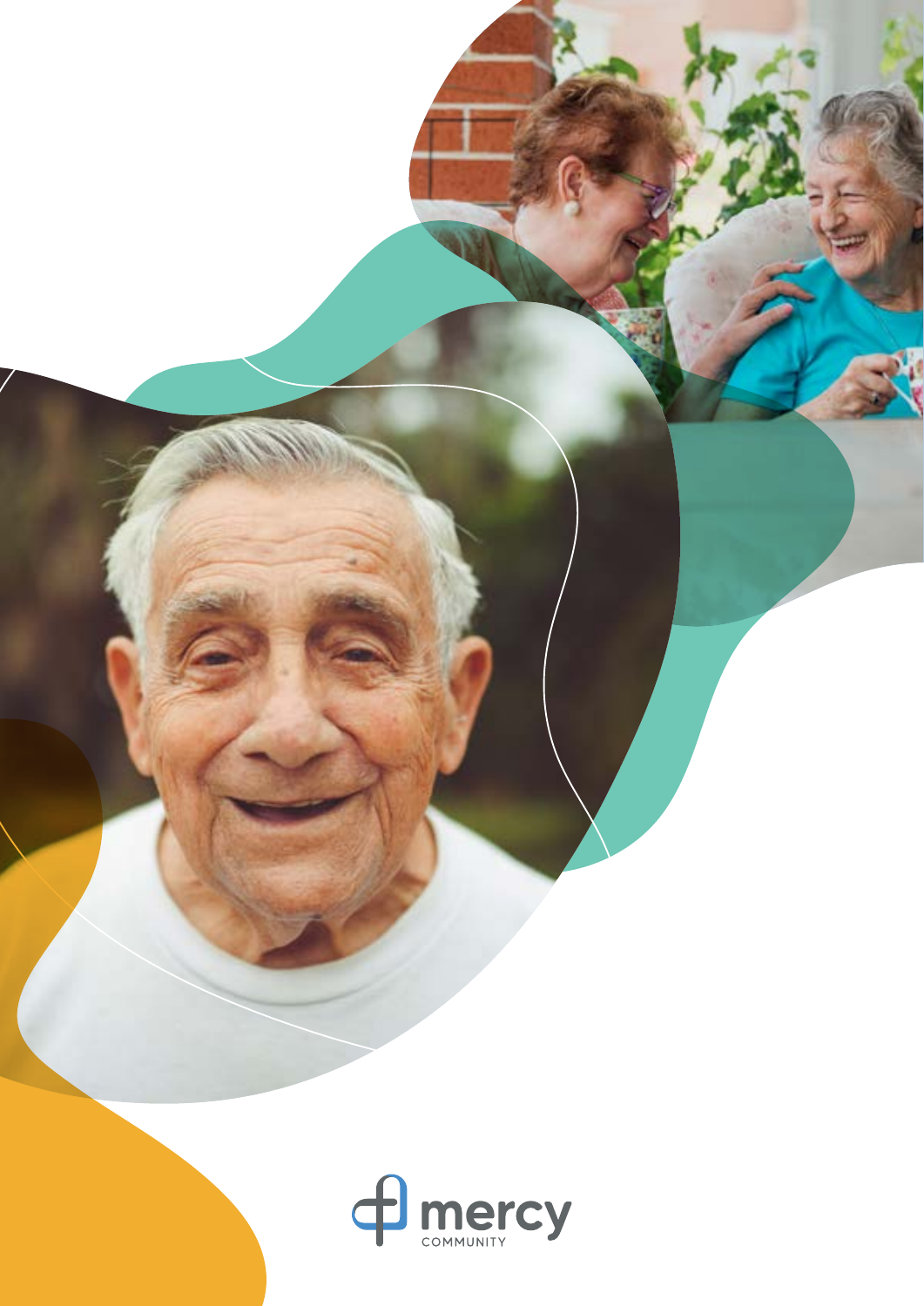mercy

COMMUNITY